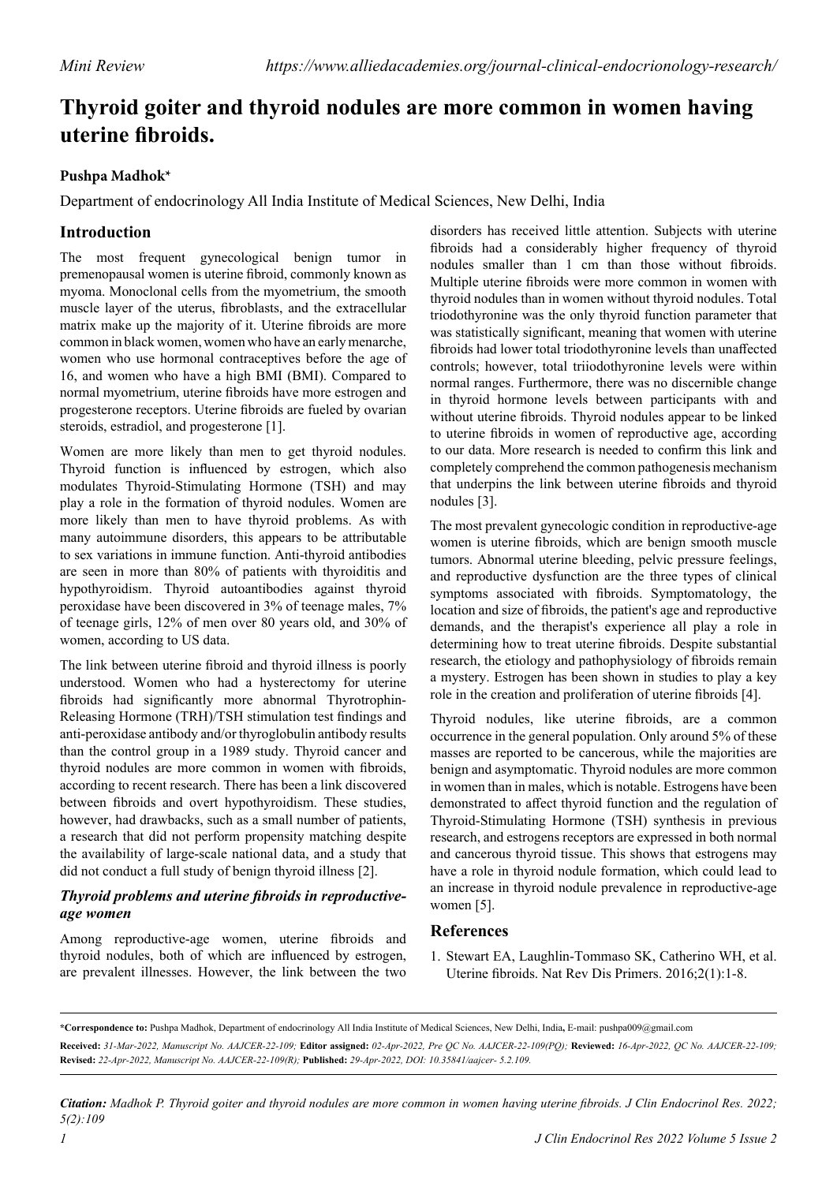# Thyroid goiter and thyroid nodules are more common in women having uterine fibroids.

**Pushpa Madhok***

Department of endocrinology All India Institute of Medical Sciences, New Delhi, India

## Introduction

The most frequent gynecological benign tumor in premenopausal women is uterine fibroid, commonly known as myoma. Monoclonal cells from the myometrium, the smooth muscle layer of the uterus, fibroblasts, and the extracellular matrix make up the majority of it. Uterine fibroids are more common in black women, women who have an early menarche, women who use hormonal contraceptives before the age of 16, and women who have a high BMI (BMI). Compared to normal myometrium, uterine fibroids have more estrogen and progesterone receptors. Uterine fibroids are fueled by ovarian steroids, estradiol, and progesterone [1].

Women are more likely than men to get thyroid nodules. Thyroid function is influenced by estrogen, which also modulates Thyroid-Stimulating Hormone (TSH) and may play a role in the formation of thyroid nodules. Women are more likely than men to have thyroid problems. As with many autoimmune disorders, this appears to be attributable to sex variations in immune function. Anti-thyroid antibodies are seen in more than 80% of patients with thyroiditis and hypothyroidism. Thyroid autoantibodies against thyroid peroxidase have been discovered in 3% of teenage males, 7% of teenage girls, 12% of men over 80 years old, and 30% of women, according to US data.

The link between uterine fibroid and thyroid illness is poorly understood. Women who had a hysterectomy for uterine fibroids had significantly more abnormal Thyrotrophin-Releasing Hormone (TRH)/TSH stimulation test findings and anti-peroxidase antibody and/or thyroglobulin antibody results than the control group in a 1989 study. Thyroid cancer and thyroid nodules are more common in women with fibroids, according to recent research. There has been a link discovered between fibroids and overt hypothyroidism. These studies, however, had drawbacks, such as a small number of patients, a research that did not perform propensity matching despite the availability of large-scale national data, and a study that did not conduct a full study of benign thyroid illness [2].

### *Thyroid problems and uterine fibroids in reproductive-age women*

Among reproductive-age women, uterine fibroids and thyroid nodules, both of which are influenced by estrogen, are prevalent illnesses. However, the link between the two disorders has received little attention. Subjects with uterine fibroids had a considerably higher frequency of thyroid nodules smaller than 1 cm than those without fibroids. Multiple uterine fibroids were more common in women with thyroid nodules than in women without thyroid nodules. Total triodothyronine was the only thyroid function parameter that was statistically significant, meaning that women with uterine fibroids had lower total triodothyronine levels than unaffected controls; however, total triiodothyronine levels were within normal ranges. Furthermore, there was no discernible change in thyroid hormone levels between participants with and without uterine fibroids. Thyroid nodules appear to be linked to uterine fibroids in women of reproductive age, according to our data. More research is needed to confirm this link and completely comprehend the common pathogenesis mechanism that underpins the link between uterine fibroids and thyroid nodules [3].

The most prevalent gynecologic condition in reproductive-age women is uterine fibroids, which are benign smooth muscle tumors. Abnormal uterine bleeding, pelvic pressure feelings, and reproductive dysfunction are the three types of clinical symptoms associated with fibroids. Symptomatology, the location and size of fibroids, the patient's age and reproductive demands, and the therapist's experience all play a role in determining how to treat uterine fibroids. Despite substantial research, the etiology and pathophysiology of fibroids remain a mystery. Estrogen has been shown in studies to play a key role in the creation and proliferation of uterine fibroids [4].

Thyroid nodules, like uterine fibroids, are a common occurrence in the general population. Only around 5% of these masses are reported to be cancerous, while the majorities are benign and asymptomatic. Thyroid nodules are more common in women than in males, which is notable. Estrogens have been demonstrated to affect thyroid function and the regulation of Thyroid-Stimulating Hormone (TSH) synthesis in previous research, and estrogens receptors are expressed in both normal and cancerous thyroid tissue. This shows that estrogens may have a role in thyroid nodule formation, which could lead to an increase in thyroid nodule prevalence in reproductive-age women [5].

## References

1. Stewart EA, Laughlin-Tommaso SK, Catherino WH, et al. Uterine fibroids. Nat Rev Dis Primers. 2016;2(1):1-8.

---

**\*Correspondence to:** Pushpa Madhok, Department of endocrinology All India Institute of Medical Sciences, New Delhi, India, E-mail: pushpa009@gmail.com

**Received:** *31-Mar-2022, Manuscript No. AAJCER-22-109;* **Editor assigned:** *02-Apr-2022, Pre QC No. AAJCER-22-109(PQ);* **Reviewed:** *16-Apr-2022, QC No. AAJCER-22-109;* **Revised:** *22-Apr-2022, Manuscript No. AAJCER-22-109(R);* **Published:** *29-Apr-2022, DOI: 10.35841/aajcer- 5.2.109.*

***Citation:*** *Madhok P. Thyroid goiter and thyroid nodules are more common in women having uterine fibroids. J Clin Endocrinol Res. 2022; 5(2):109*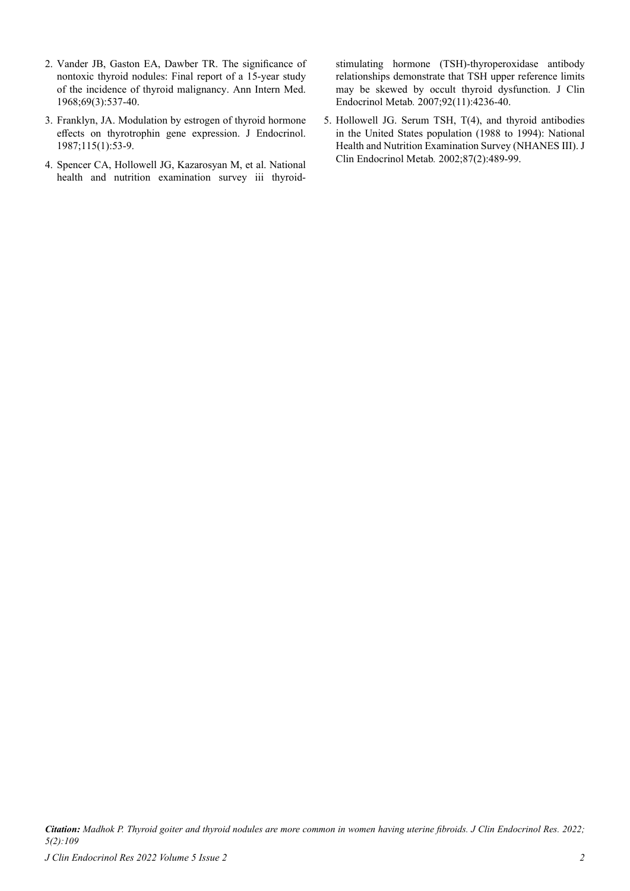2. Vander JB, Gaston EA, Dawber TR. The significance of nontoxic thyroid nodules: Final report of a 15-year study of the incidence of thyroid malignancy. Ann Intern Med. 1968;69(3):537-40.
3. Franklyn, JA. Modulation by estrogen of thyroid hormone effects on thyrotrophin gene expression. J Endocrinol. 1987;115(1):53-9.
4. Spencer CA, Hollowell JG, Kazarosyan M, et al. National health and nutrition examination survey iii thyroid-stimulating hormone (TSH)-thyroperoxidase antibody relationships demonstrate that TSH upper reference limits may be skewed by occult thyroid dysfunction. J Clin Endocrinol Metab. 2007;92(11):4236-40.
5. Hollowell JG. Serum TSH, T(4), and thyroid antibodies in the United States population (1988 to 1994): National Health and Nutrition Examination Survey (NHANES III). J Clin Endocrinol Metab. 2002;87(2):489-99.

***Citation:*** *Madhok P. Thyroid goiter and thyroid nodules are more common in women having uterine fibroids. J Clin Endocrinol Res. 2022; 5(2):109*